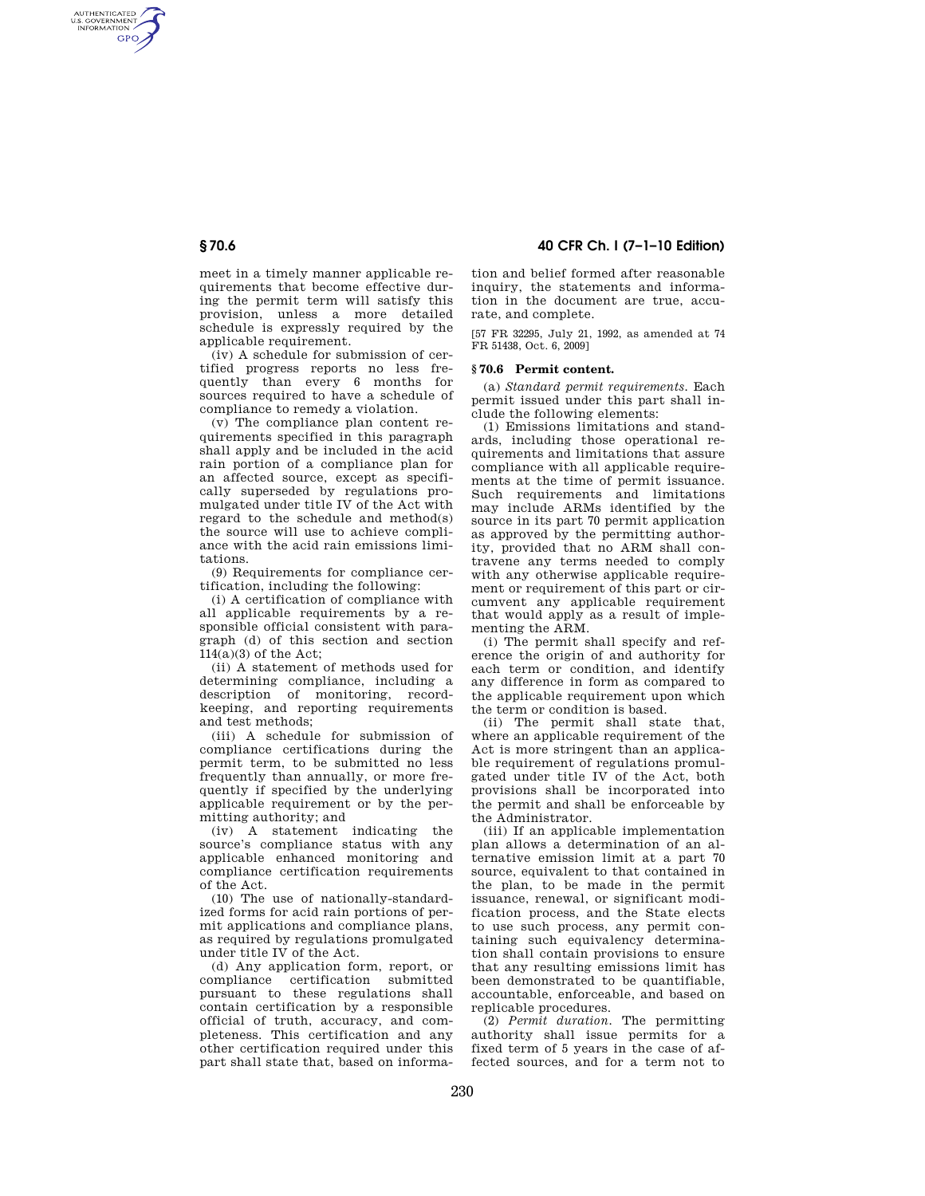meet in a timely manner applicable requirements that become effective during the permit term will satisfy this provision, unless a more detailed schedule is expressly required by the applicable requirement.

(iv) A schedule for submission of certified progress reports no less frequently than every 6 months for sources required to have a schedule of compliance to remedy a violation.

(v) The compliance plan content requirements specified in this paragraph shall apply and be included in the acid rain portion of a compliance plan for an affected source, except as specifically superseded by regulations promulgated under title IV of the Act with regard to the schedule and method(s) the source will use to achieve compliance with the acid rain emissions limitations.

(9) Requirements for compliance certification, including the following:

(i) A certification of compliance with all applicable requirements by a responsible official consistent with paragraph (d) of this section and section 114(a)(3) of the Act;

(ii) A statement of methods used for determining compliance, including a description of monitoring, recordkeeping, and reporting requirements and test methods;

(iii) A schedule for submission of compliance certifications during the permit term, to be submitted no less frequently than annually, or more frequently if specified by the underlying applicable requirement or by the permitting authority; and

(iv) A statement indicating the source's compliance status with any applicable enhanced monitoring and compliance certification requirements of the Act.

(10) The use of nationally-standardized forms for acid rain portions of permit applications and compliance plans, as required by regulations promulgated under title IV of the Act.

(d) Any application form, report, or compliance certification submitted pursuant to these regulations shall contain certification by a responsible official of truth, accuracy, and completeness. This certification and any other certification required under this part shall state that, based on information and belief formed after reasonable inquiry, the statements and information in the document are true, accurate, and complete.

[57 FR 32295, July 21, 1992, as amended at 74 FR 51438, Oct. 6, 2009]

## § 70.6 Permit content.

(a) *Standard permit requirements.* Each permit issued under this part shall include the following elements:

(1) Emissions limitations and standards, including those operational requirements and limitations that assure compliance with all applicable requirements at the time of permit issuance. Such requirements and limitations may include ARMs identified by the source in its part 70 permit application as approved by the permitting authority, provided that no ARM shall contravene any terms needed to comply with any otherwise applicable requirement or requirement of this part or circumvent any applicable requirement that would apply as a result of implementing the ARM.

(i) The permit shall specify and reference the origin of and authority for each term or condition, and identify any difference in form as compared to the applicable requirement upon which the term or condition is based.

(ii) The permit shall state that, where an applicable requirement of the Act is more stringent than an applicable requirement of regulations promulgated under title IV of the Act, both provisions shall be incorporated into the permit and shall be enforceable by the Administrator.

(iii) If an applicable implementation plan allows a determination of an alternative emission limit at a part 70 source, equivalent to that contained in the plan, to be made in the permit issuance, renewal, or significant modification process, and the State elects to use such process, any permit containing such equivalency determination shall contain provisions to ensure that any resulting emissions limit has been demonstrated to be quantifiable, accountable, enforceable, and based on replicable procedures.

(2) *Permit duration.* The permitting authority shall issue permits for a fixed term of 5 years in the case of affected sources, and for a term not to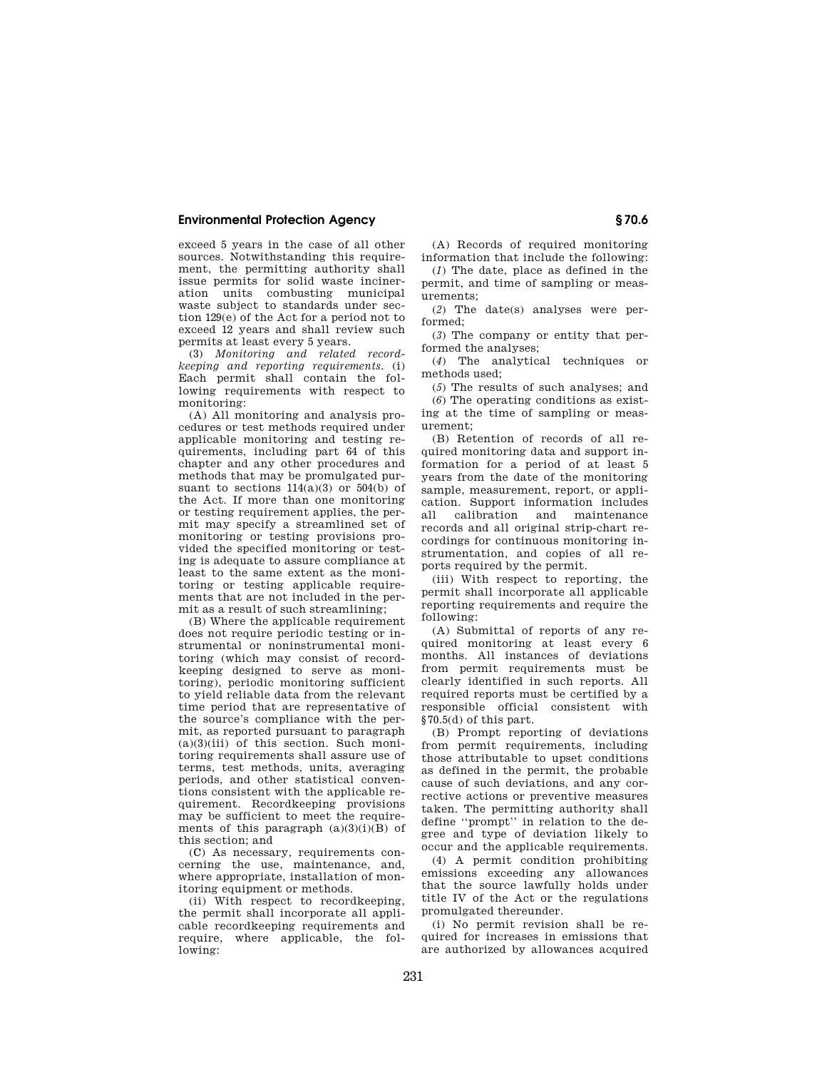exceed 5 years in the case of all other sources. Notwithstanding this requirement, the permitting authority shall issue permits for solid waste incineration units combusting municipal waste subject to standards under section 129(e) of the Act for a period not to exceed 12 years and shall review such permits at least every 5 years.

(3) *Monitoring and related recordkeeping and reporting requirements.* (i) Each permit shall contain the following requirements with respect to monitoring:

(A) All monitoring and analysis procedures or test methods required under applicable monitoring and testing requirements, including part 64 of this chapter and any other procedures and methods that may be promulgated pursuant to sections 114(a)(3) or 504(b) of the Act. If more than one monitoring or testing requirement applies, the permit may specify a streamlined set of monitoring or testing provisions provided the specified monitoring or testing is adequate to assure compliance at least to the same extent as the monitoring or testing applicable requirements that are not included in the permit as a result of such streamlining;

(B) Where the applicable requirement does not require periodic testing or instrumental or noninstrumental monitoring (which may consist of recordkeeping designed to serve as monitoring), periodic monitoring sufficient to yield reliable data from the relevant time period that are representative of the source's compliance with the permit, as reported pursuant to paragraph (a)(3)(iii) of this section. Such monitoring requirements shall assure use of terms, test methods, units, averaging periods, and other statistical conventions consistent with the applicable requirement. Recordkeeping provisions may be sufficient to meet the requirements of this paragraph (a)(3)(i)(B) of this section; and

(C) As necessary, requirements concerning the use, maintenance, and, where appropriate, installation of monitoring equipment or methods.

(ii) With respect to recordkeeping, the permit shall incorporate all applicable recordkeeping requirements and require, where applicable, the following:

(A) Records of required monitoring information that include the following:

(*1*) The date, place as defined in the permit, and time of sampling or measurements;

(*2*) The date(s) analyses were performed;

(*3*) The company or entity that performed the analyses;

(*4*) The analytical techniques or methods used;

(*5*) The results of such analyses; and

(*6*) The operating conditions as existing at the time of sampling or measurement;

(B) Retention of records of all required monitoring data and support information for a period of at least 5 years from the date of the monitoring sample, measurement, report, or application. Support information includes all calibration and maintenance records and all original strip-chart recordings for continuous monitoring instrumentation, and copies of all reports required by the permit.

(iii) With respect to reporting, the permit shall incorporate all applicable reporting requirements and require the following:

(A) Submittal of reports of any required monitoring at least every 6 months. All instances of deviations from permit requirements must be clearly identified in such reports. All required reports must be certified by a responsible official consistent with §70.5(d) of this part.

(B) Prompt reporting of deviations from permit requirements, including those attributable to upset conditions as defined in the permit, the probable cause of such deviations, and any corrective actions or preventive measures taken. The permitting authority shall define "prompt" in relation to the degree and type of deviation likely to occur and the applicable requirements.

(4) A permit condition prohibiting emissions exceeding any allowances that the source lawfully holds under title IV of the Act or the regulations promulgated thereunder.

(i) No permit revision shall be required for increases in emissions that are authorized by allowances acquired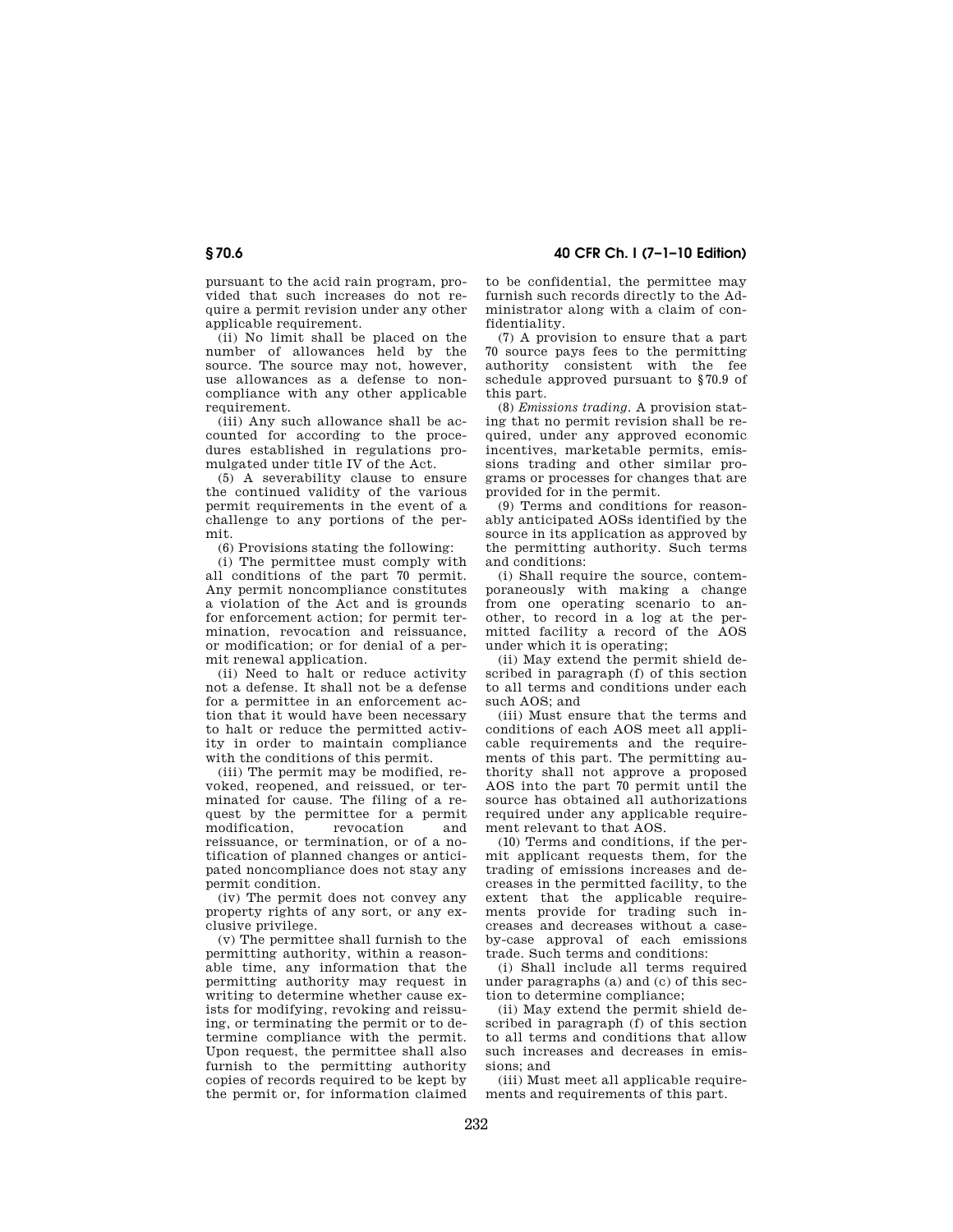pursuant to the acid rain program, provided that such increases do not require a permit revision under any other applicable requirement.

(ii) No limit shall be placed on the number of allowances held by the source. The source may not, however, use allowances as a defense to noncompliance with any other applicable requirement.

(iii) Any such allowance shall be accounted for according to the procedures established in regulations promulgated under title IV of the Act.

(5) A severability clause to ensure the continued validity of the various permit requirements in the event of a challenge to any portions of the permit.

(6) Provisions stating the following:

(i) The permittee must comply with all conditions of the part 70 permit. Any permit noncompliance constitutes a violation of the Act and is grounds for enforcement action; for permit termination, revocation and reissuance, or modification; or for denial of a permit renewal application.

(ii) Need to halt or reduce activity not a defense. It shall not be a defense for a permittee in an enforcement action that it would have been necessary to halt or reduce the permitted activity in order to maintain compliance with the conditions of this permit.

(iii) The permit may be modified, revoked, reopened, and reissued, or terminated for cause. The filing of a request by the permittee for a permit modification, revocation and reissuance, or termination, or of a notification of planned changes or anticipated noncompliance does not stay any permit condition.

(iv) The permit does not convey any property rights of any sort, or any exclusive privilege.

(v) The permittee shall furnish to the permitting authority, within a reasonable time, any information that the permitting authority may request in writing to determine whether cause exists for modifying, revoking and reissuing, or terminating the permit or to determine compliance with the permit. Upon request, the permittee shall also furnish to the permitting authority copies of records required to be kept by the permit or, for information claimed to be confidential, the permittee may furnish such records directly to the Administrator along with a claim of confidentiality.

(7) A provision to ensure that a part 70 source pays fees to the permitting authority consistent with the fee schedule approved pursuant to §70.9 of this part.

(8) *Emissions trading.* A provision stating that no permit revision shall be required, under any approved economic incentives, marketable permits, emissions trading and other similar programs or processes for changes that are provided for in the permit.

(9) Terms and conditions for reasonably anticipated AOSs identified by the source in its application as approved by the permitting authority. Such terms and conditions:

(i) Shall require the source, contemporaneously with making a change from one operating scenario to another, to record in a log at the permitted facility a record of the AOS under which it is operating;

(ii) May extend the permit shield described in paragraph (f) of this section to all terms and conditions under each such AOS; and

(iii) Must ensure that the terms and conditions of each AOS meet all applicable requirements and the requirements of this part. The permitting authority shall not approve a proposed AOS into the part 70 permit until the source has obtained all authorizations required under any applicable requirement relevant to that AOS.

(10) Terms and conditions, if the permit applicant requests them, for the trading of emissions increases and decreases in the permitted facility, to the extent that the applicable requirements provide for trading such increases and decreases without a case-by-case approval of each emissions trade. Such terms and conditions:

(i) Shall include all terms required under paragraphs (a) and (c) of this section to determine compliance;

(ii) May extend the permit shield described in paragraph (f) of this section to all terms and conditions that allow such increases and decreases in emissions; and

(iii) Must meet all applicable requirements and requirements of this part.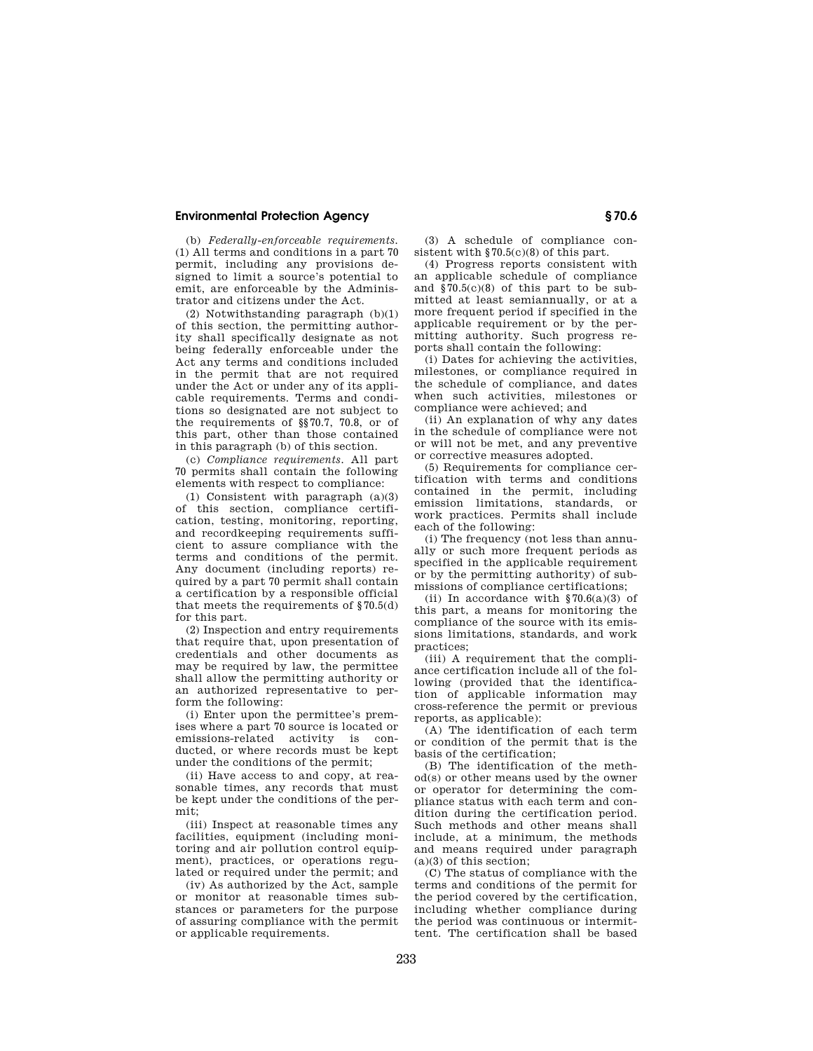(b) *Federally-enforceable requirements.* (1) All terms and conditions in a part 70 permit, including any provisions designed to limit a source's potential to emit, are enforceable by the Administrator and citizens under the Act.

(2) Notwithstanding paragraph (b)(1) of this section, the permitting authority shall specifically designate as not being federally enforceable under the Act any terms and conditions included in the permit that are not required under the Act or under any of its applicable requirements. Terms and conditions so designated are not subject to the requirements of §§70.7, 70.8, or of this part, other than those contained in this paragraph (b) of this section.

(c) *Compliance requirements.* All part 70 permits shall contain the following elements with respect to compliance:

(1) Consistent with paragraph (a)(3) of this section, compliance certification, testing, monitoring, reporting, and recordkeeping requirements sufficient to assure compliance with the terms and conditions of the permit. Any document (including reports) required by a part 70 permit shall contain a certification by a responsible official that meets the requirements of §70.5(d) for this part.

(2) Inspection and entry requirements that require that, upon presentation of credentials and other documents as may be required by law, the permittee shall allow the permitting authority or an authorized representative to perform the following:

(i) Enter upon the permittee's premises where a part 70 source is located or emissions-related activity is conducted, or where records must be kept under the conditions of the permit;

(ii) Have access to and copy, at reasonable times, any records that must be kept under the conditions of the permit;

(iii) Inspect at reasonable times any facilities, equipment (including monitoring and air pollution control equipment), practices, or operations regulated or required under the permit; and

(iv) As authorized by the Act, sample or monitor at reasonable times substances or parameters for the purpose of assuring compliance with the permit or applicable requirements.

(3) A schedule of compliance consistent with §70.5(c)(8) of this part.

(4) Progress reports consistent with an applicable schedule of compliance and §70.5(c)(8) of this part to be submitted at least semiannually, or at a more frequent period if specified in the applicable requirement or by the permitting authority. Such progress reports shall contain the following:

(i) Dates for achieving the activities, milestones, or compliance required in the schedule of compliance, and dates when such activities, milestones or compliance were achieved; and

(ii) An explanation of why any dates in the schedule of compliance were not or will not be met, and any preventive or corrective measures adopted.

(5) Requirements for compliance certification with terms and conditions contained in the permit, including emission limitations, standards, or work practices. Permits shall include each of the following:

(i) The frequency (not less than annually or such more frequent periods as specified in the applicable requirement or by the permitting authority) of submissions of compliance certifications;

(ii) In accordance with §70.6(a)(3) of this part, a means for monitoring the compliance of the source with its emissions limitations, standards, and work practices;

(iii) A requirement that the compliance certification include all of the following (provided that the identification of applicable information may cross-reference the permit or previous reports, as applicable):

(A) The identification of each term or condition of the permit that is the basis of the certification;

(B) The identification of the method(s) or other means used by the owner or operator for determining the compliance status with each term and condition during the certification period. Such methods and other means shall include, at a minimum, the methods and means required under paragraph (a)(3) of this section;

(C) The status of compliance with the terms and conditions of the permit for the period covered by the certification, including whether compliance during the period was continuous or intermittent. The certification shall be based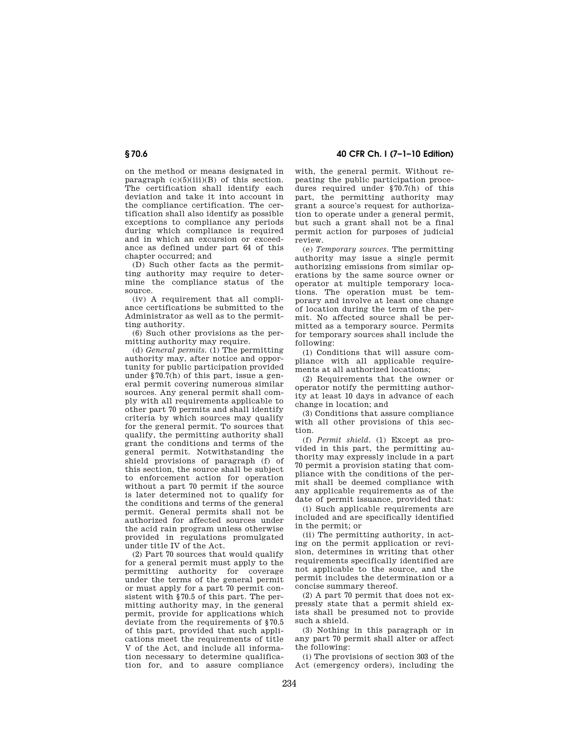on the method or means designated in paragraph (c)(5)(iii)(B) of this section. The certification shall identify each deviation and take it into account in the compliance certification. The certification shall also identify as possible exceptions to compliance any periods during which compliance is required and in which an excursion or exceedance as defined under part 64 of this chapter occurred; and

(D) Such other facts as the permitting authority may require to determine the compliance status of the source.

(iv) A requirement that all compliance certifications be submitted to the Administrator as well as to the permitting authority.

(6) Such other provisions as the permitting authority may require.

(d) *General permits.* (1) The permitting authority may, after notice and opportunity for public participation provided under §70.7(h) of this part, issue a general permit covering numerous similar sources. Any general permit shall comply with all requirements applicable to other part 70 permits and shall identify criteria by which sources may qualify for the general permit. To sources that qualify, the permitting authority shall grant the conditions and terms of the general permit. Notwithstanding the shield provisions of paragraph (f) of this section, the source shall be subject to enforcement action for operation without a part 70 permit if the source is later determined not to qualify for the conditions and terms of the general permit. General permits shall not be authorized for affected sources under the acid rain program unless otherwise provided in regulations promulgated under title IV of the Act.

(2) Part 70 sources that would qualify for a general permit must apply to the permitting authority for coverage under the terms of the general permit or must apply for a part 70 permit consistent with §70.5 of this part. The permitting authority may, in the general permit, provide for applications which deviate from the requirements of §70.5 of this part, provided that such applications meet the requirements of title V of the Act, and include all information necessary to determine qualification for, and to assure compliance with, the general permit. Without repeating the public participation procedures required under §70.7(h) of this part, the permitting authority may grant a source's request for authorization to operate under a general permit, but such a grant shall not be a final permit action for purposes of judicial review.

(e) *Temporary sources.* The permitting authority may issue a single permit authorizing emissions from similar operations by the same source owner or operator at multiple temporary locations. The operation must be temporary and involve at least one change of location during the term of the permit. No affected source shall be permitted as a temporary source. Permits for temporary sources shall include the following:

(1) Conditions that will assure compliance with all applicable requirements at all authorized locations;

(2) Requirements that the owner or operator notify the permitting authority at least 10 days in advance of each change in location; and

(3) Conditions that assure compliance with all other provisions of this section.

(f) *Permit shield.* (1) Except as provided in this part, the permitting authority may expressly include in a part 70 permit a provision stating that compliance with the conditions of the permit shall be deemed compliance with any applicable requirements as of the date of permit issuance, provided that:

(i) Such applicable requirements are included and are specifically identified in the permit; or

(ii) The permitting authority, in acting on the permit application or revision, determines in writing that other requirements specifically identified are not applicable to the source, and the permit includes the determination or a concise summary thereof.

(2) A part 70 permit that does not expressly state that a permit shield exists shall be presumed not to provide such a shield.

(3) Nothing in this paragraph or in any part 70 permit shall alter or affect the following:

(i) The provisions of section 303 of the Act (emergency orders), including the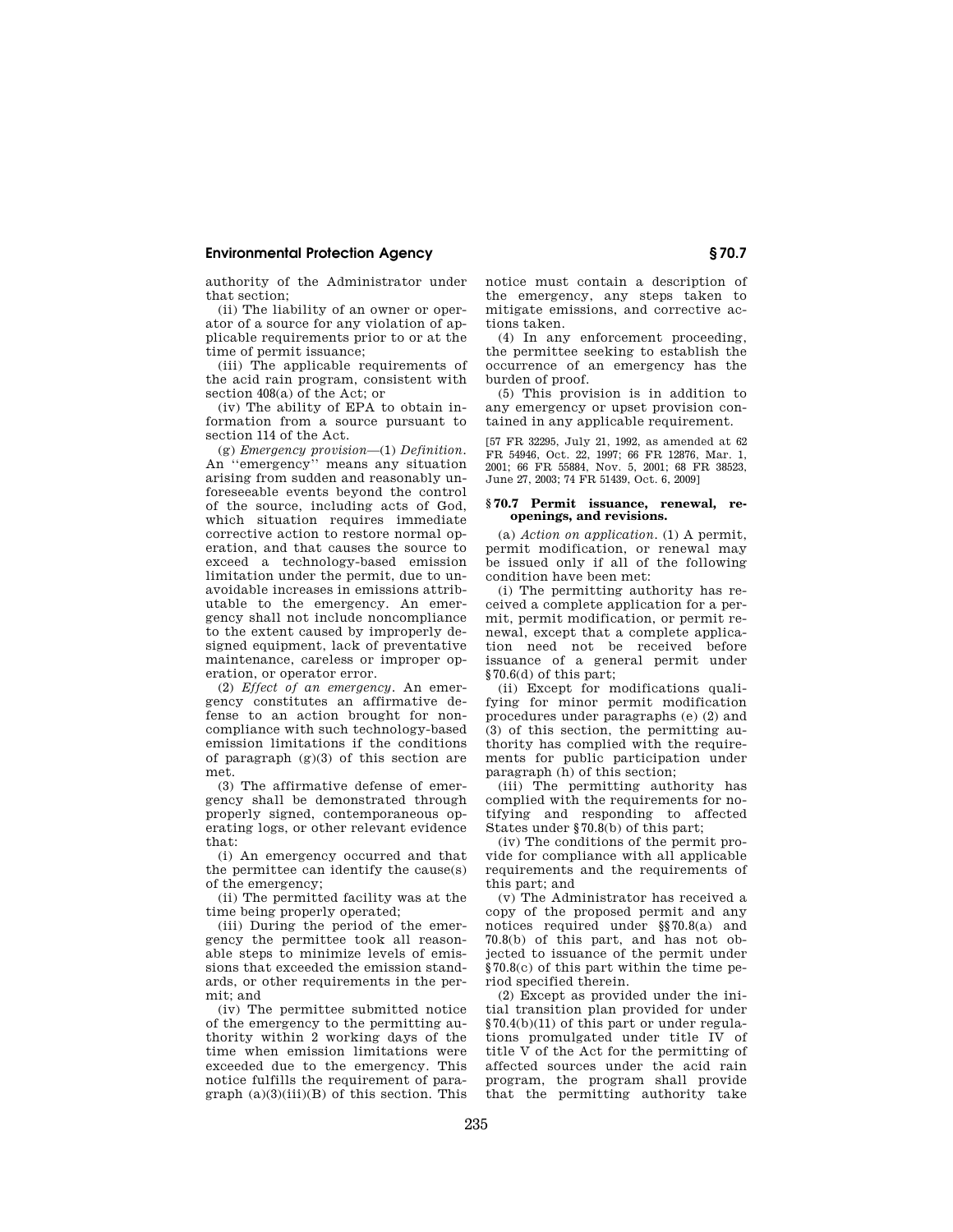authority of the Administrator under that section;

(ii) The liability of an owner or operator of a source for any violation of applicable requirements prior to or at the time of permit issuance;

(iii) The applicable requirements of the acid rain program, consistent with section 408(a) of the Act; or

(iv) The ability of EPA to obtain information from a source pursuant to section 114 of the Act.

(g) *Emergency provision*—(1) *Definition*. An "emergency" means any situation arising from sudden and reasonably unforeseeable events beyond the control of the source, including acts of God, which situation requires immediate corrective action to restore normal operation, and that causes the source to exceed a technology-based emission limitation under the permit, due to unavoidable increases in emissions attributable to the emergency. An emergency shall not include noncompliance to the extent caused by improperly designed equipment, lack of preventative maintenance, careless or improper operation, or operator error.

(2) *Effect of an emergency*. An emergency constitutes an affirmative defense to an action brought for noncompliance with such technology-based emission limitations if the conditions of paragraph (g)(3) of this section are met.

(3) The affirmative defense of emergency shall be demonstrated through properly signed, contemporaneous operating logs, or other relevant evidence that:

(i) An emergency occurred and that the permittee can identify the cause(s) of the emergency;

(ii) The permitted facility was at the time being properly operated;

(iii) During the period of the emergency the permittee took all reasonable steps to minimize levels of emissions that exceeded the emission standards, or other requirements in the permit; and

(iv) The permittee submitted notice of the emergency to the permitting authority within 2 working days of the time when emission limitations were exceeded due to the emergency. This notice fulfills the requirement of paragraph (a)(3)(iii)(B) of this section. This notice must contain a description of the emergency, any steps taken to mitigate emissions, and corrective actions taken.

(4) In any enforcement proceeding, the permittee seeking to establish the occurrence of an emergency has the burden of proof.

(5) This provision is in addition to any emergency or upset provision contained in any applicable requirement.

[57 FR 32295, July 21, 1992, as amended at 62 FR 54946, Oct. 22, 1997; 66 FR 12876, Mar. 1, 2001; 66 FR 55884, Nov. 5, 2001; 68 FR 38523, June 27, 2003; 74 FR 51439, Oct. 6, 2009]

## § 70.7 Permit issuance, renewal, reopenings, and revisions.

(a) *Action on application*. (1) A permit, permit modification, or renewal may be issued only if all of the following condition have been met:

(i) The permitting authority has received a complete application for a permit, permit modification, or permit renewal, except that a complete application need not be received before issuance of a general permit under §70.6(d) of this part;

(ii) Except for modifications qualifying for minor permit modification procedures under paragraphs (e) (2) and (3) of this section, the permitting authority has complied with the requirements for public participation under paragraph (h) of this section;

(iii) The permitting authority has complied with the requirements for notifying and responding to affected States under §70.8(b) of this part;

(iv) The conditions of the permit provide for compliance with all applicable requirements and the requirements of this part; and

(v) The Administrator has received a copy of the proposed permit and any notices required under §§70.8(a) and 70.8(b) of this part, and has not objected to issuance of the permit under §70.8(c) of this part within the time period specified therein.

(2) Except as provided under the initial transition plan provided for under §70.4(b)(11) of this part or under regulations promulgated under title IV of title V of the Act for the permitting of affected sources under the acid rain program, the program shall provide that the permitting authority take